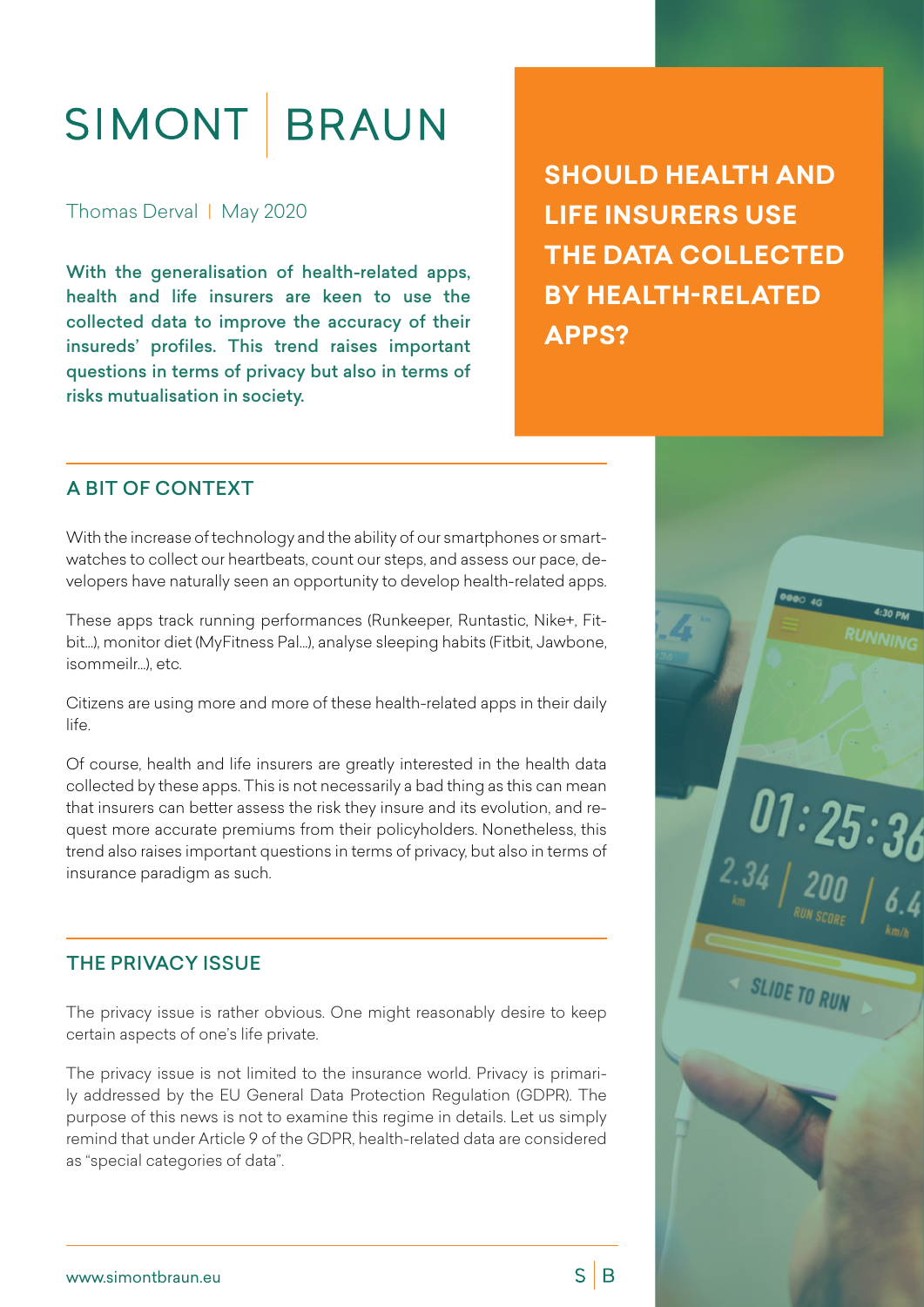SIMONT | BRAUN

Thomas Derval | May 2020

# SHOULD HEALTH AND LIFE INSURERS USE THE DATA COLLECTED BY HEALTH-RELATED APPS?

**With the generalisation of health-related apps, health and life insurers are keen to use the collected data to improve the accuracy of their insureds' profiles. This trend raises important questions in terms of privacy but also in terms of risks mutualisation in society.**

## A BIT OF CONTEXT

With the increase of technology and the ability of our smartphones or smartwatches to collect our heartbeats, count our steps, and assess our pace, developers have naturally seen an opportunity to develop health-related apps.

These apps track running performances (Runkeeper, Runtastic, Nike+, Fitbit…), monitor diet (MyFitness Pal…), analyse sleeping habits (Fitbit, Jawbone, isommeilr…), etc.

Citizens are using more and more of these health-related apps in their daily life.

Of course, health and life insurers are greatly interested in the health data collected by these apps. This is not necessarily a bad thing as this can mean that insurers can better assess the risk they insure and its evolution, and request more accurate premiums from their policyholders. Nonetheless, this trend also raises important questions in terms of privacy, but also in terms of insurance paradigm as such.

## THE PRIVACY ISSUE

The privacy issue is rather obvious. One might reasonably desire to keep certain aspects of one's life private.

The privacy issue is not limited to the insurance world. Privacy is primarily addressed by the EU General Data Protection Regulation (GDPR). The purpose of this news is not to examine this regime in details. Let us simply remind that under Article 9 of the GDPR, health-related data are considered as "special categories of data".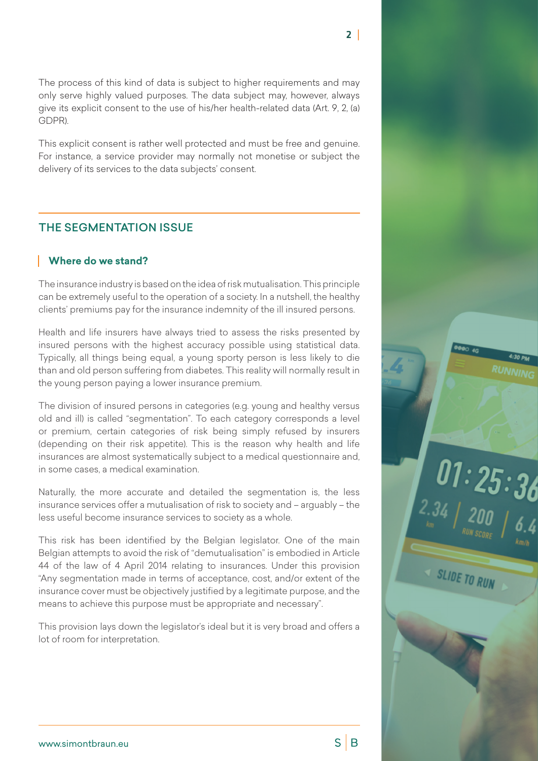The process of this kind of data is subject to higher requirements and may only serve highly valued purposes. The data subject may, however, always give its explicit consent to the use of his/her health-related data (Art. 9, 2, (a) GDPR).

This explicit consent is rather well protected and must be free and genuine. For instance, a service provider may normally not monetise or subject the delivery of its services to the data subjects' consent.

## THE SEGMENTATION ISSUE

### Where do we stand?

The insurance industry is based on the idea of risk mutualisation. This principle can be extremely useful to the operation of a society. In a nutshell, the healthy clients' premiums pay for the insurance indemnity of the ill insured persons.

Health and life insurers have always tried to assess the risks presented by insured persons with the highest accuracy possible using statistical data. Typically, all things being equal, a young sporty person is less likely to die than and old person suffering from diabetes. This reality will normally result in the young person paying a lower insurance premium.

The division of insured persons in categories (e.g. young and healthy versus old and ill) is called "segmentation". To each category corresponds a level or premium, certain categories of risk being simply refused by insurers (depending on their risk appetite). This is the reason why health and life insurances are almost systematically subject to a medical questionnaire and, in some cases, a medical examination.

Naturally, the more accurate and detailed the segmentation is, the less insurance services offer a mutualisation of risk to society and – arguably – the less useful become insurance services to society as a whole.

This risk has been identified by the Belgian legislator. One of the main Belgian attempts to avoid the risk of "demutualisation" is embodied in Article 44 of the law of 4 April 2014 relating to insurances. Under this provision "Any segmentation made in terms of acceptance, cost, and/or extent of the insurance cover must be objectively justified by a legitimate purpose, and the means to achieve this purpose must be appropriate and necessary".

This provision lays down the legislator's ideal but it is very broad and offers a lot of room for interpretation.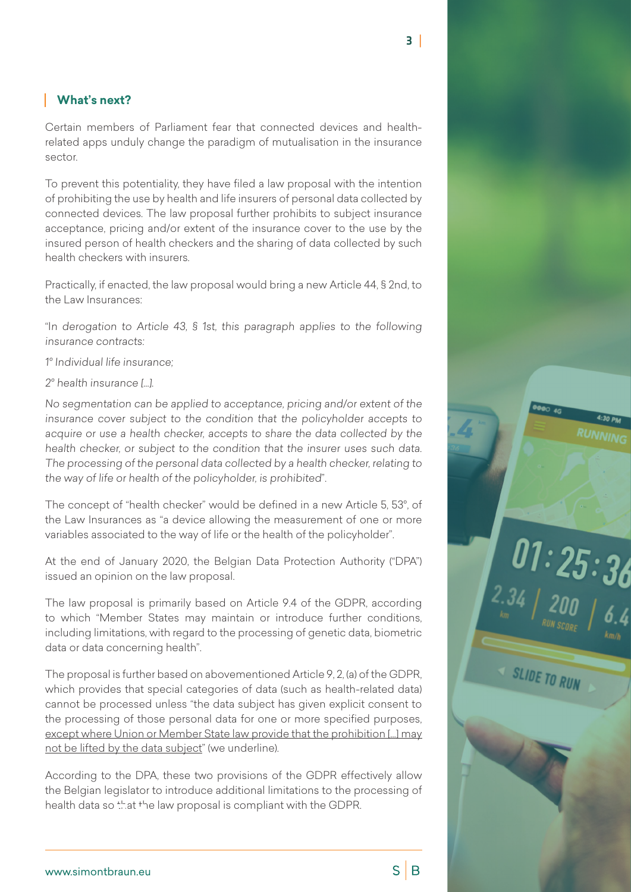## What's next?

Certain members of Parliament fear that connected devices and health-related apps unduly change the paradigm of mutualisation in the insurance sector.

To prevent this potentiality, they have filed a law proposal with the intention of prohibiting the use by health and life insurers of personal data collected by connected devices. The law proposal further prohibits to subject insurance acceptance, pricing and/or extent of the insurance cover to the use by the insured person of health checkers and the sharing of data collected by such health checkers with insurers.

Practically, if enacted, the law proposal would bring a new Article 44, § 2nd, to the Law Insurances:

"*In derogation to Article 43, § 1st, this paragraph applies to the following insurance contracts:*

*1° Individual life insurance;*

*2° health insurance […].*

*No segmentation can be applied to acceptance, pricing and/or extent of the insurance cover subject to the condition that the policyholder accepts to acquire or use a health checker, accepts to share the data collected by the health checker, or subject to the condition that the insurer uses such data. The processing of the personal data collected by a health checker, relating to the way of life or health of the policyholder, is prohibited*".

The concept of "health checker" would be defined in a new Article 5, 53°, of the Law Insurances as "a device allowing the measurement of one or more variables associated to the way of life or the health of the policyholder".

At the end of January 2020, the Belgian Data Protection Authority ("DPA") issued an opinion on the law proposal.

The law proposal is primarily based on Article 9.4 of the GDPR, according to which "Member States may maintain or introduce further conditions, including limitations, with regard to the processing of genetic data, biometric data or data concerning health".

The proposal is further based on abovementioned Article 9, 2, (a) of the GDPR, which provides that special categories of data (such as health-related data) cannot be processed unless "the data subject has given explicit consent to the processing of those personal data for one or more specified purposes, <u>except where Union or Member State law provide that the prohibition […] may not be lifted by the data subject</u>" (we underline).

According to the DPA, these two provisions of the GDPR effectively allow the Belgian legislator to introduce additional limitations to the processing of health data so that the law proposal is compliant with the GDPR.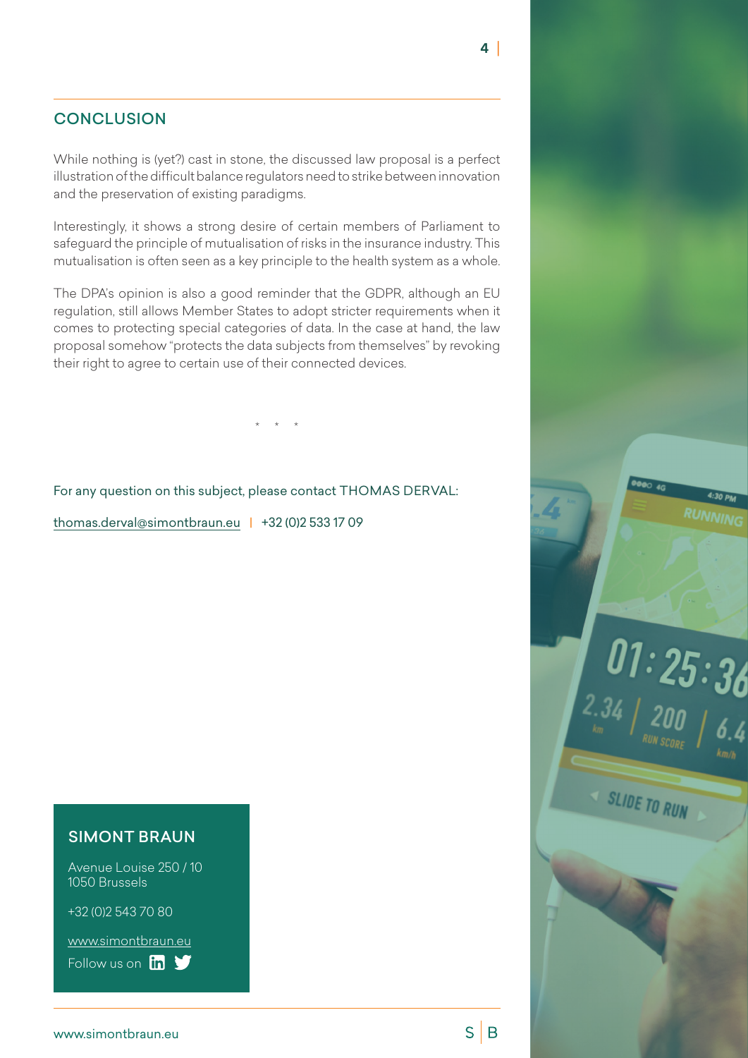## CONCLUSION

While nothing is (yet?) cast in stone, the discussed law proposal is a perfect illustration of the difficult balance regulators need to strike between innovation and the preservation of existing paradigms.

Interestingly, it shows a strong desire of certain members of Parliament to safeguard the principle of mutualisation of risks in the insurance industry. This mutualisation is often seen as a key principle to the health system as a whole.

The DPA's opinion is also a good reminder that the GDPR, although an EU regulation, still allows Member States to adopt stricter requirements when it comes to protecting special categories of data. In the case at hand, the law proposal somehow "protects the data subjects from themselves" by revoking their right to agree to certain use of their connected devices.

\* \* \*

For any question on this subject, please contact THOMAS DERVAL:

thomas.derval@simontbraun.eu | +32 (0)2 533 17 09

**SIMONT BRAUN**

Avenue Louise 250 / 10
1050 Brussels

+32 (0)2 543 70 80

www.simontbraun.eu

Follow us on